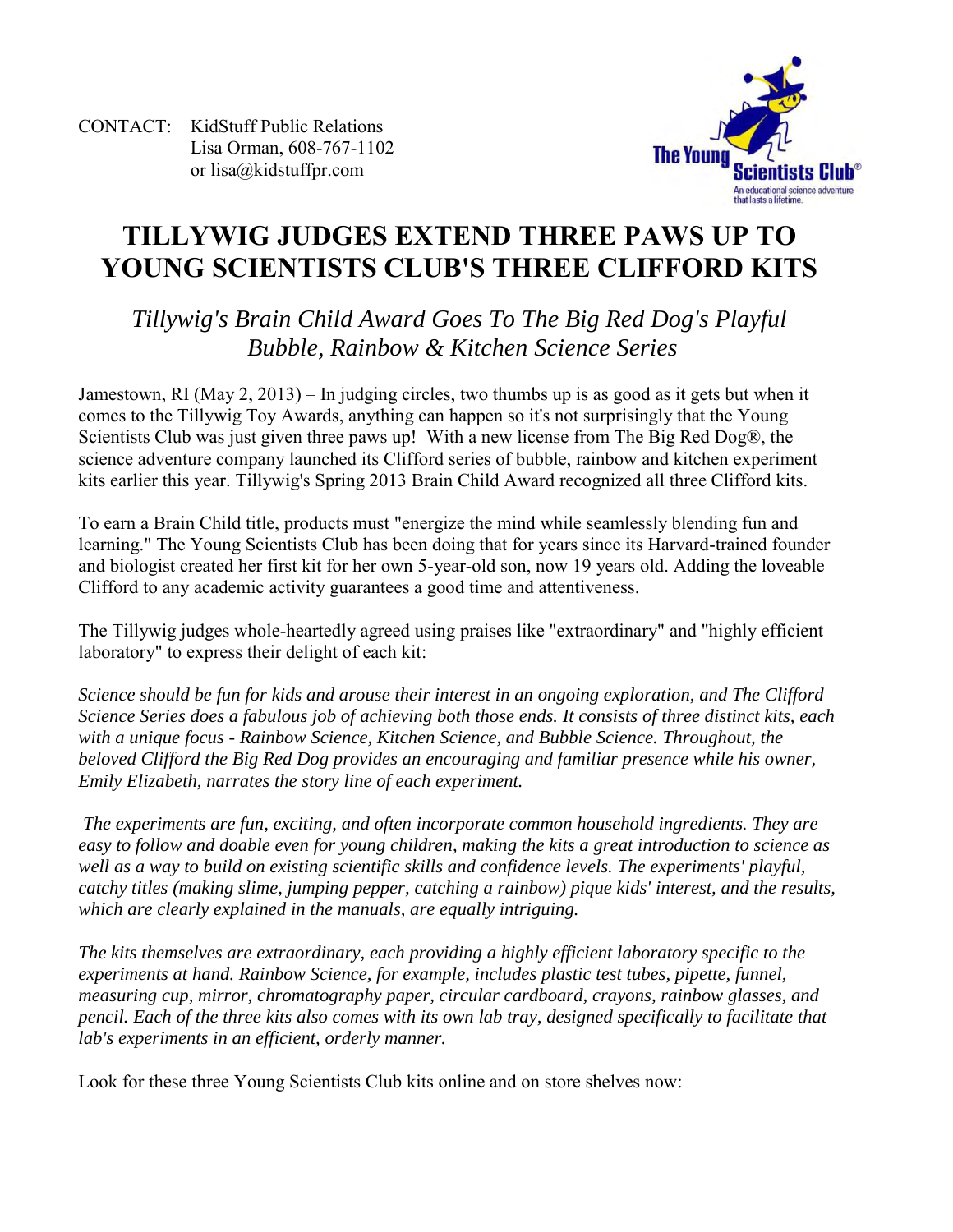CONTACT: KidStuff Public Relations
Lisa Orman, 608-767-1102
or lisa@kidstuffpr.com

The Young Scientists Club®
An educational science adventure that lasts a lifetime.

# TILLYWIG JUDGES EXTEND THREE PAWS UP TO YOUNG SCIENTISTS CLUB'S THREE CLIFFORD KITS

## *Tillywig's Brain Child Award Goes To The Big Red Dog's Playful Bubble, Rainbow & Kitchen Science Series*

Jamestown, RI (May 2, 2013) – In judging circles, two thumbs up is as good as it gets but when it comes to the Tillywig Toy Awards, anything can happen so it's not surprisingly that the Young Scientists Club was just given three paws up! With a new license from The Big Red Dog®, the science adventure company launched its Clifford series of bubble, rainbow and kitchen experiment kits earlier this year. Tillywig's Spring 2013 Brain Child Award recognized all three Clifford kits.

To earn a Brain Child title, products must "energize the mind while seamlessly blending fun and learning." The Young Scientists Club has been doing that for years since its Harvard-trained founder and biologist created her first kit for her own 5-year-old son, now 19 years old. Adding the loveable Clifford to any academic activity guarantees a good time and attentiveness.

The Tillywig judges whole-heartedly agreed using praises like "extraordinary" and "highly efficient laboratory" to express their delight of each kit:

*Science should be fun for kids and arouse their interest in an ongoing exploration, and The Clifford Science Series does a fabulous job of achieving both those ends. It consists of three distinct kits, each with a unique focus - Rainbow Science, Kitchen Science, and Bubble Science. Throughout, the beloved Clifford the Big Red Dog provides an encouraging and familiar presence while his owner, Emily Elizabeth, narrates the story line of each experiment.*

*The experiments are fun, exciting, and often incorporate common household ingredients. They are easy to follow and doable even for young children, making the kits a great introduction to science as well as a way to build on existing scientific skills and confidence levels. The experiments' playful, catchy titles (making slime, jumping pepper, catching a rainbow) pique kids' interest, and the results, which are clearly explained in the manuals, are equally intriguing.*

*The kits themselves are extraordinary, each providing a highly efficient laboratory specific to the experiments at hand. Rainbow Science, for example, includes plastic test tubes, pipette, funnel, measuring cup, mirror, chromatography paper, circular cardboard, crayons, rainbow glasses, and pencil. Each of the three kits also comes with its own lab tray, designed specifically to facilitate that lab's experiments in an efficient, orderly manner.*

Look for these three Young Scientists Club kits online and on store shelves now: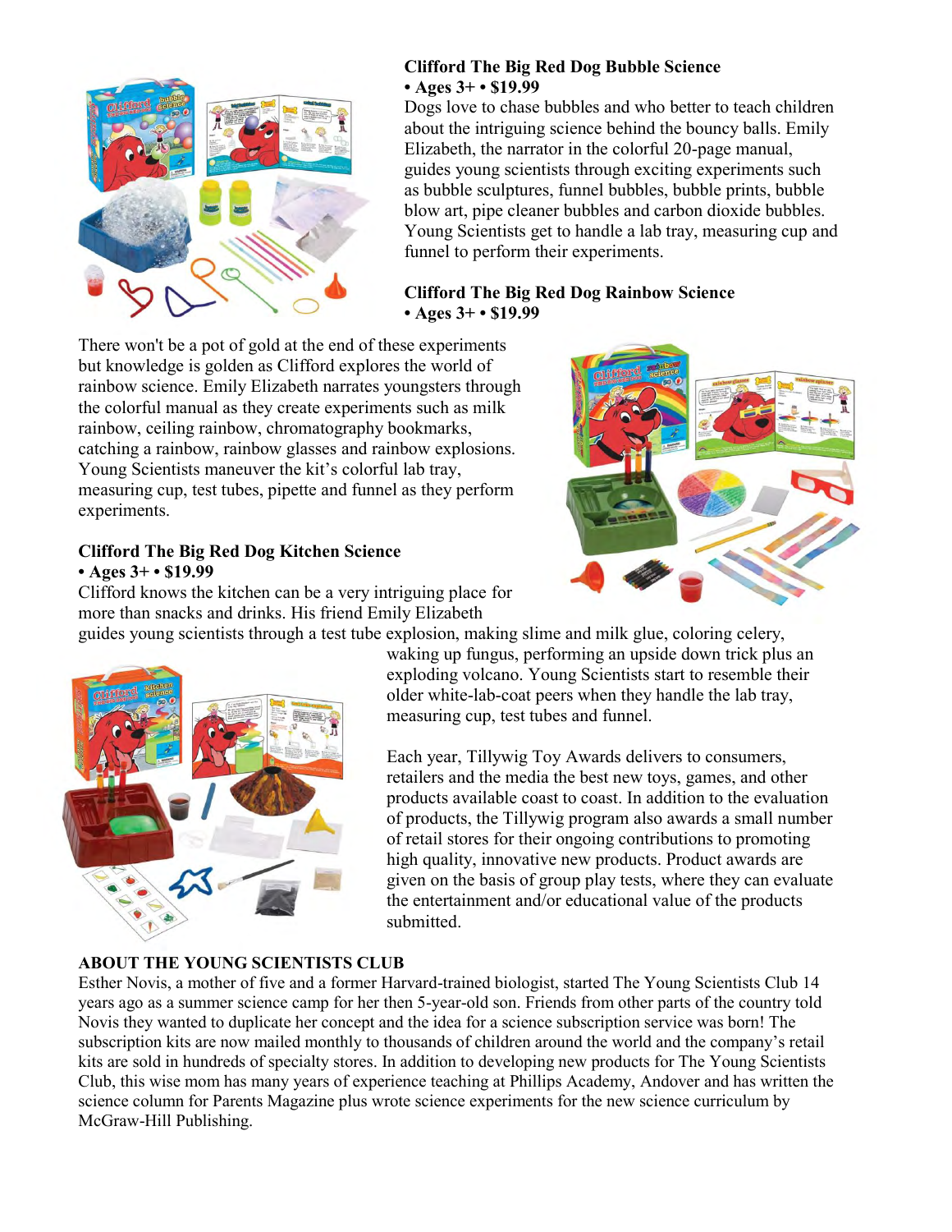**Clifford The Big Red Dog Bubble Science**
**• Ages 3+ • $19.99**

Dogs love to chase bubbles and who better to teach children about the intriguing science behind the bouncy balls. Emily Elizabeth, the narrator in the colorful 20-page manual, guides young scientists through exciting experiments such as bubble sculptures, funnel bubbles, bubble prints, bubble blow art, pipe cleaner bubbles and carbon dioxide bubbles. Young Scientists get to handle a lab tray, measuring cup and funnel to perform their experiments.

**Clifford The Big Red Dog Rainbow Science**
**• Ages 3+ • $19.99**

There won't be a pot of gold at the end of these experiments but knowledge is golden as Clifford explores the world of rainbow science. Emily Elizabeth narrates youngsters through the colorful manual as they create experiments such as milk rainbow, ceiling rainbow, chromatography bookmarks, catching a rainbow, rainbow glasses and rainbow explosions. Young Scientists maneuver the kit's colorful lab tray, measuring cup, test tubes, pipette and funnel as they perform experiments.

**Clifford The Big Red Dog Kitchen Science**
**• Ages 3+ • $19.99**

Clifford knows the kitchen can be a very intriguing place for more than snacks and drinks. His friend Emily Elizabeth guides young scientists through a test tube explosion, making slime and milk glue, coloring celery, waking up fungus, performing an upside down trick plus an exploding volcano. Young Scientists start to resemble their older white-lab-coat peers when they handle the lab tray, measuring cup, test tubes and funnel.

Each year, Tillywig Toy Awards delivers to consumers, retailers and the media the best new toys, games, and other products available coast to coast. In addition to the evaluation of products, the Tillywig program also awards a small number of retail stores for their ongoing contributions to promoting high quality, innovative new products. Product awards are given on the basis of group play tests, where they can evaluate the entertainment and/or educational value of the products submitted.

**ABOUT THE YOUNG SCIENTISTS CLUB**

Esther Novis, a mother of five and a former Harvard-trained biologist, started The Young Scientists Club 14 years ago as a summer science camp for her then 5-year-old son. Friends from other parts of the country told Novis they wanted to duplicate her concept and the idea for a science subscription service was born! The subscription kits are now mailed monthly to thousands of children around the world and the company's retail kits are sold in hundreds of specialty stores. In addition to developing new products for The Young Scientists Club, this wise mom has many years of experience teaching at Phillips Academy, Andover and has written the science column for Parents Magazine plus wrote science experiments for the new science curriculum by McGraw-Hill Publishing.